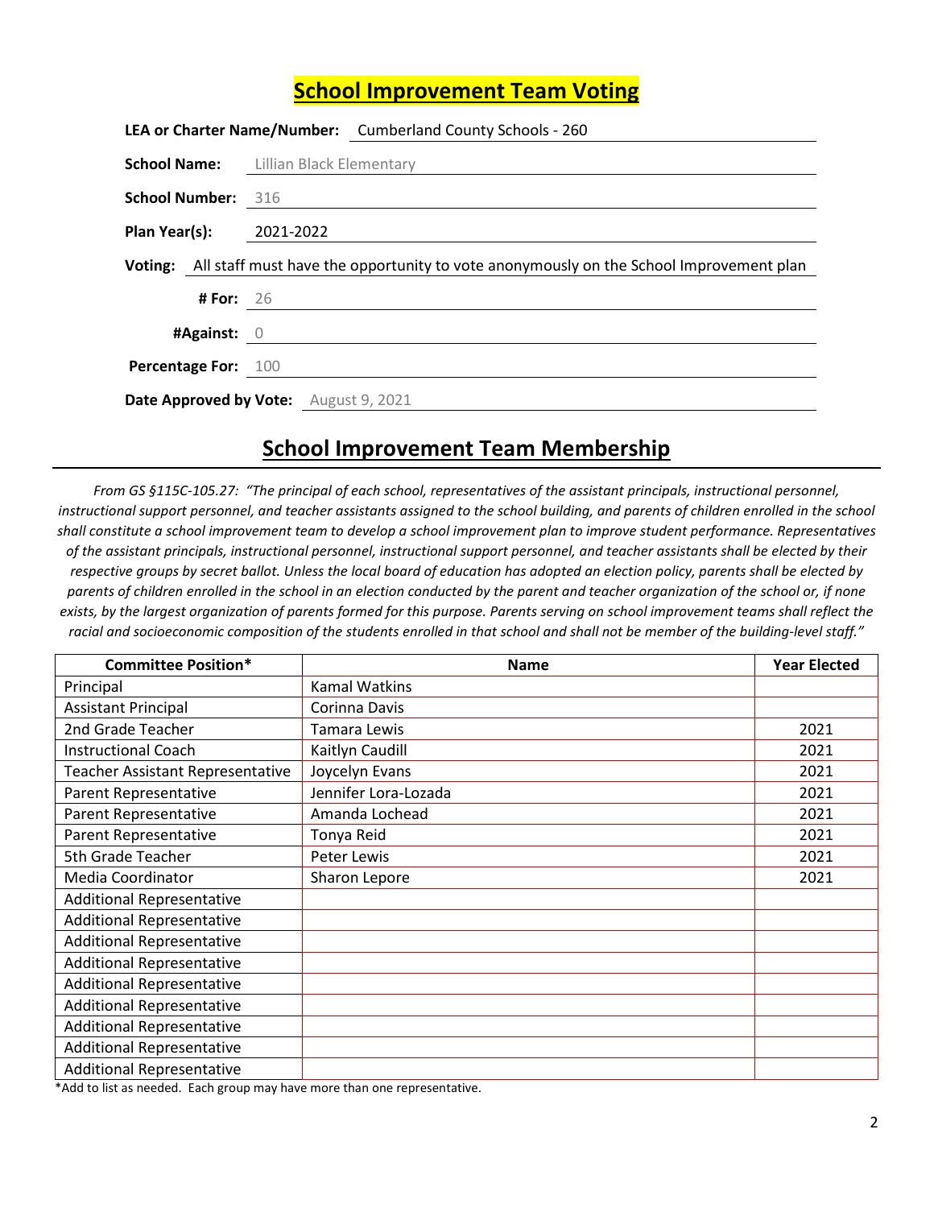## School Improvement Team Voting

**LEA or Charter Name/Number:** Cumberland County Schools - 260

**School Name:** Lillian Black Elementary

**School Number:** 316

**Plan Year(s):** 2021-2022

**Voting:** All staff must have the opportunity to vote anonymously on the School Improvement plan

**# For:** 26

**#Against:** 0

**Percentage For:** 100

**Date Approved by Vote:** August 9, 2021

## School Improvement Team Membership

*From GS §115C-105.27: "The principal of each school, representatives of the assistant principals, instructional personnel, instructional support personnel, and teacher assistants assigned to the school building, and parents of children enrolled in the school shall constitute a school improvement team to develop a school improvement plan to improve student performance. Representatives of the assistant principals, instructional personnel, instructional support personnel, and teacher assistants shall be elected by their respective groups by secret ballot. Unless the local board of education has adopted an election policy, parents shall be elected by parents of children enrolled in the school in an election conducted by the parent and teacher organization of the school or, if none exists, by the largest organization of parents formed for this purpose. Parents serving on school improvement teams shall reflect the racial and socioeconomic composition of the students enrolled in that school and shall not be member of the building-level staff."*

| Committee Position* | Name | Year Elected |
|---|---|---|
| Principal | Kamal Watkins | |
| Assistant Principal | Corinna Davis | |
| 2nd Grade Teacher | Tamara Lewis | 2021 |
| Instructional Coach | Kaitlyn Caudill | 2021 |
| Teacher Assistant Representative | Joycelyn Evans | 2021 |
| Parent Representative | Jennifer Lora-Lozada | 2021 |
| Parent Representative | Amanda Lochead | 2021 |
| Parent Representative | Tonya Reid | 2021 |
| 5th Grade Teacher | Peter Lewis | 2021 |
| Media Coordinator | Sharon Lepore | 2021 |
| Additional Representative | | |
| Additional Representative | | |
| Additional Representative | | |
| Additional Representative | | |
| Additional Representative | | |
| Additional Representative | | |
| Additional Representative | | |
| Additional Representative | | |
| Additional Representative | | |

*Add to list as needed. Each group may have more than one representative.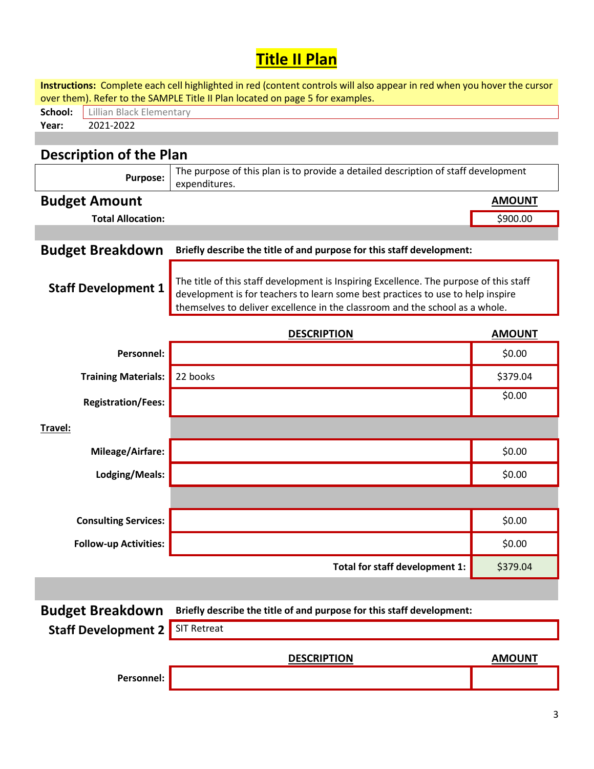# Title II Plan

**Instructions:** Complete each cell highlighted in red (content controls will also appear in red when you hover the cursor over them). Refer to the SAMPLE Title II Plan located on page 5 for examples.

**School:** Lillian Black Elementary
**Year:** 2021-2022

## Description of the Plan

| | |
|---|---|
| **Purpose:** | The purpose of this plan is to provide a detailed description of staff development expenditures. |

## Budget Amount

| | AMOUNT |
|---|---|
| **Total Allocation:** | $900.00 |

## Budget Breakdown

**Briefly describe the title of and purpose for this staff development:**

### Staff Development 1

The title of this staff development is Inspiring Excellence. The purpose of this staff development is for teachers to learn some best practices to use to help inspire themselves to deliver excellence in the classroom and the school as a whole.

| | DESCRIPTION | AMOUNT |
|---|---|---|
| **Personnel:** | | $0.00 |
| **Training Materials:** | 22 books | $379.04 |
| **Registration/Fees:** | | $0.00 |
| **Travel:** | | |
| **Mileage/Airfare:** | | $0.00 |
| **Lodging/Meals:** | | $0.00 |
| **Consulting Services:** | | $0.00 |
| **Follow-up Activities:** | | $0.00 |
| | **Total for staff development 1:** | $379.04 |

## Budget Breakdown

**Briefly describe the title of and purpose for this staff development:**

### Staff Development 2

SIT Retreat

| | DESCRIPTION | AMOUNT |
|---|---|---|
| **Personnel:** | | |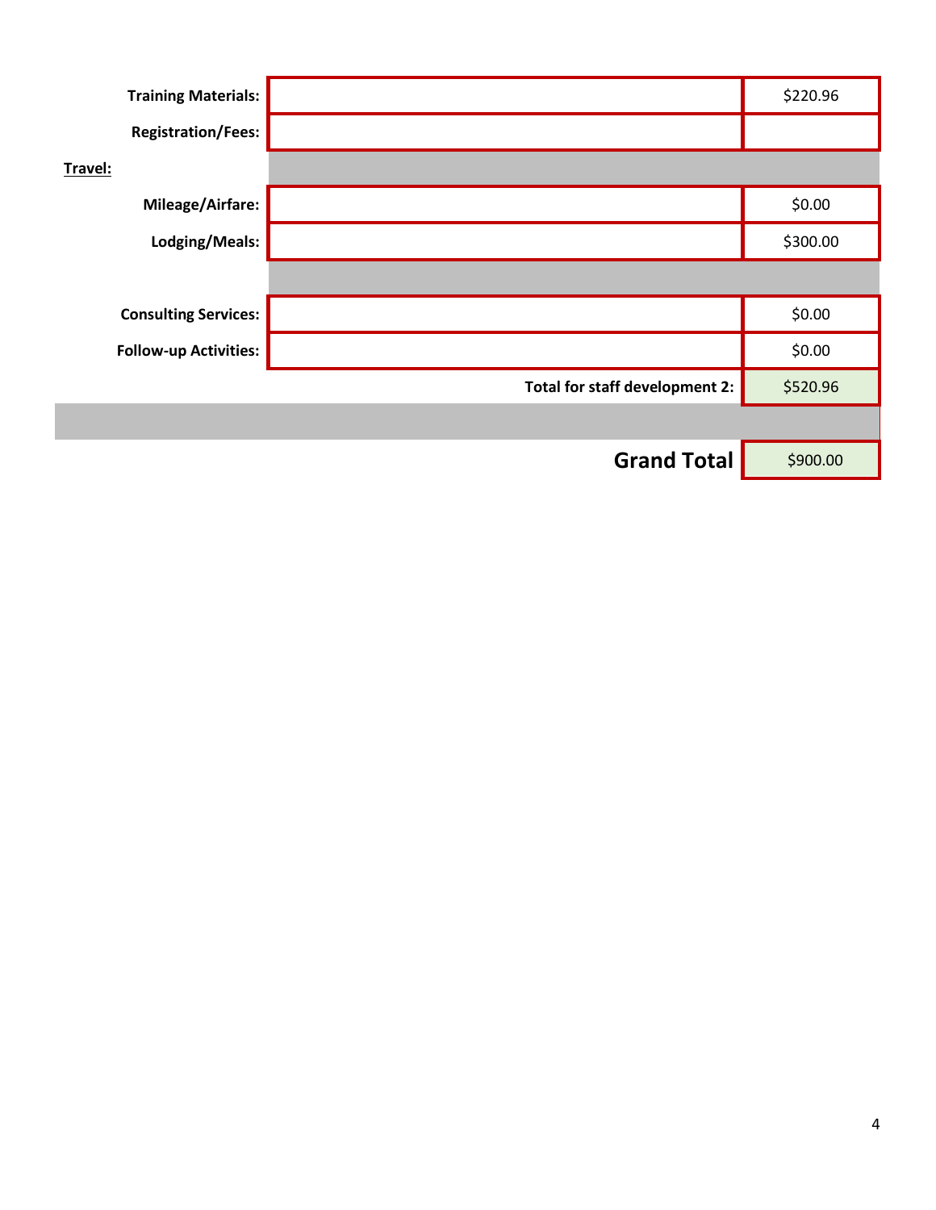| | | |
|---|---|---|
| **Training Materials:** | | $220.96 |
| **Registration/Fees:** | | |
| **Travel:** | | |
| **Mileage/Airfare:** | | $0.00 |
| **Lodging/Meals:** | | $300.00 |
| | | |
| **Consulting Services:** | | $0.00 |
| **Follow-up Activities:** | | $0.00 |
| | **Total for staff development 2:** | $520.96 |
| | | |
| | **Grand Total** | $900.00 |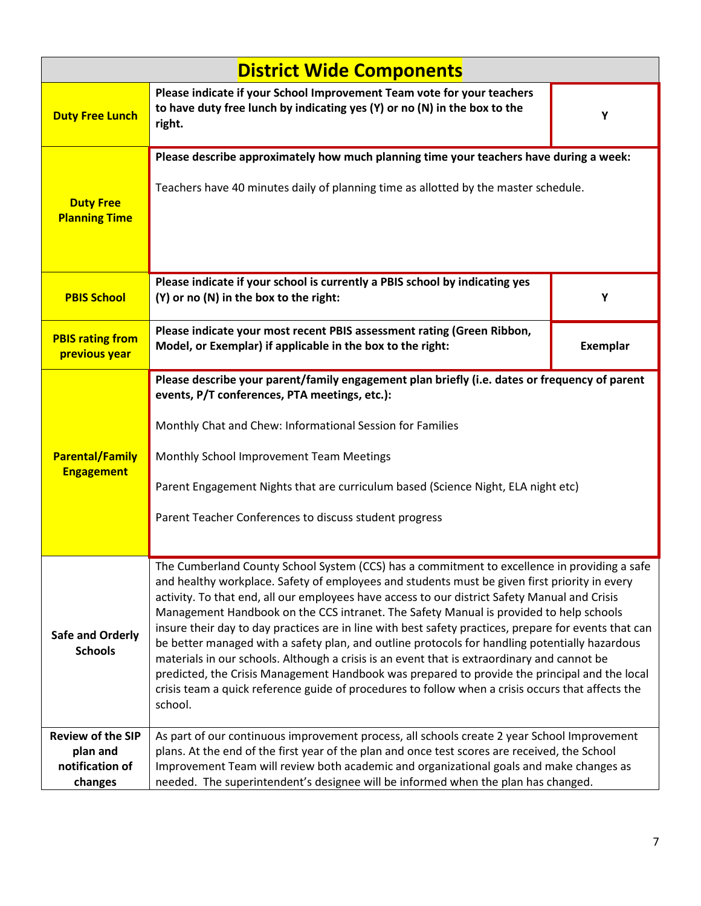## District Wide Components

| | | |
|---|---|---|
| **Duty Free Lunch** | **Please indicate if your School Improvement Team vote for your teachers to have duty free lunch by indicating yes (Y) or no (N) in the box to the right.** | **Y** |
| **Duty Free Planning Time** | **Please describe approximately how much planning time your teachers have during a week:** Teachers have 40 minutes daily of planning time as allotted by the master schedule. | |
| **PBIS School** | **Please indicate if your school is currently a PBIS school by indicating yes (Y) or no (N) in the box to the right:** | **Y** |
| **PBIS rating from previous year** | **Please indicate your most recent PBIS assessment rating (Green Ribbon, Model, or Exemplar) if applicable in the box to the right:** | **Exemplar** |
| **Parental/Family Engagement** | **Please describe your parent/family engagement plan briefly (i.e. dates or frequency of parent events, P/T conferences, PTA meetings, etc.):** Monthly Chat and Chew: Informational Session for Families; Monthly School Improvement Team Meetings; Parent Engagement Nights that are curriculum based (Science Night, ELA night etc); Parent Teacher Conferences to discuss student progress | |
| **Safe and Orderly Schools** | The Cumberland County School System (CCS) has a commitment to excellence in providing a safe and healthy workplace. Safety of employees and students must be given first priority in every activity. To that end, all our employees have access to our district Safety Manual and Crisis Management Handbook on the CCS intranet. The Safety Manual is provided to help schools insure their day to day practices are in line with best safety practices, prepare for events that can be better managed with a safety plan, and outline protocols for handling potentially hazardous materials in our schools. Although a crisis is an event that is extraordinary and cannot be predicted, the Crisis Management Handbook was prepared to provide the principal and the local crisis team a quick reference guide of procedures to follow when a crisis occurs that affects the school. | |
| **Review of the SIP plan and notification of changes** | As part of our continuous improvement process, all schools create 2 year School Improvement plans. At the end of the first year of the plan and once test scores are received, the School Improvement Team will review both academic and organizational goals and make changes as needed. The superintendent's designee will be informed when the plan has changed. | |